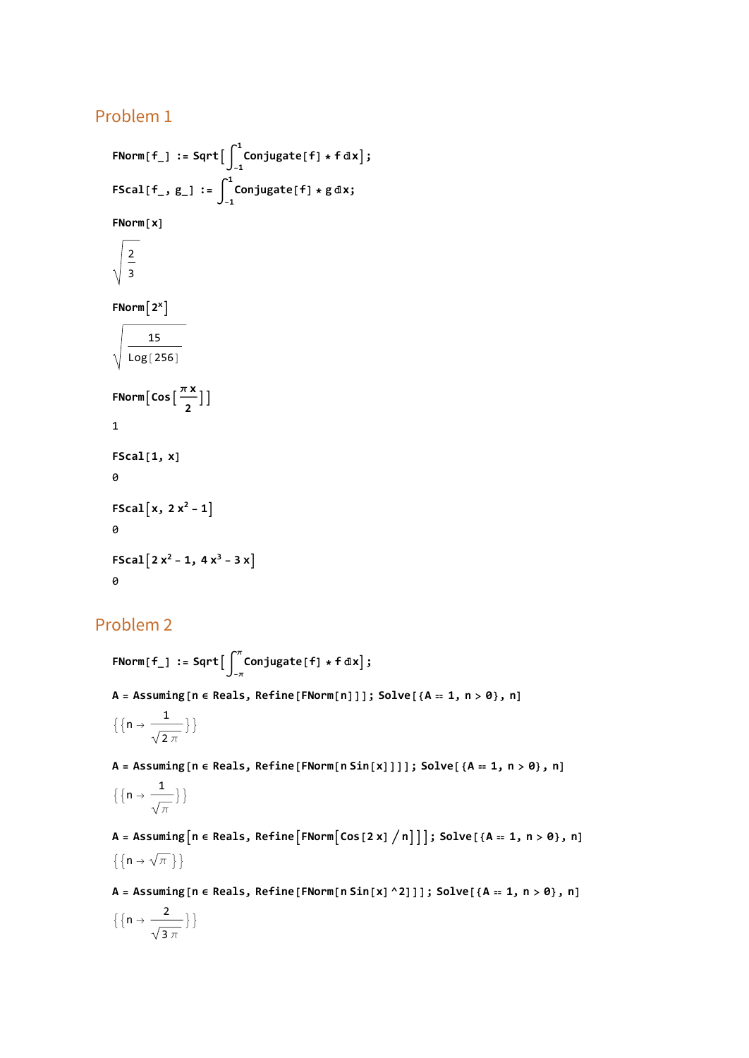## Problem 1

```
FNorm[f_] := Sqrt[∫_{-1}^{1} Conjugate[f] * f ⅆx];
FScal[f_, g_] := ∫_{-1}^{1} Conjugate[f] * g ⅆx;
FNorm[x]
```

$$\sqrt{\frac{2}{3}}$$

```
FNorm[2^x]
```

$$\sqrt{\frac{15}{\text{Log}[256]}}$$

```
FNorm[Cos[π x / 2]]
```

1

```
FScal[1, x]
```

0

```
FScal[x, 2 x^2 - 1]
```

0

```
FScal[2 x^2 - 1, 4 x^3 - 3 x]
```

0

## Problem 2

```
FNorm[f_] := Sqrt[∫_{-π}^{π} Conjugate[f] * f ⅆx];
A = Assuming[n ∈ Reals, Refine[FNorm[n]]]; Solve[{A == 1, n > 0}, n]
```

$$\left\{\left\{n \to \frac{1}{\sqrt{2\pi}}\right\}\right\}$$

```
A = Assuming[n ∈ Reals, Refine[FNorm[n Sin[x]]]]; Solve[{A == 1, n > 0}, n]
```

$$\left\{\left\{n \to \frac{1}{\sqrt{\pi}}\right\}\right\}$$

```
A = Assuming[n ∈ Reals, Refine[FNorm[Cos[2 x] / n]]]; Solve[{A == 1, n > 0}, n]
```

$$\left\{\left\{n \to \sqrt{\pi}\right\}\right\}$$

```
A = Assuming[n ∈ Reals, Refine[FNorm[n Sin[x] ^2]]]; Solve[{A == 1, n > 0}, n]
```

$$\left\{\left\{n \to \frac{2}{\sqrt{3\pi}}\right\}\right\}$$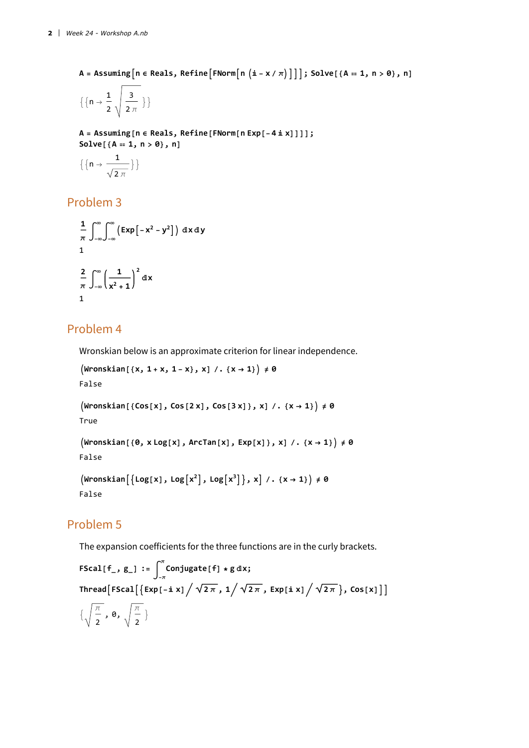```
A = Assuming[n ∈ Reals, Refine[FNorm[n (i - x / π)]]]; Solve[{A == 1, n > 0}, n]
```

$$\left\{\left\{n \to \frac{1}{2}\sqrt{\frac{3}{2\pi}}\right\}\right\}$$

```
A = Assuming[n ∈ Reals, Refine[FNorm[n Exp[-4 i x]]]];
Solve[{A == 1, n > 0}, n]
```

$$\left\{\left\{n \to \frac{1}{\sqrt{2\pi}}\right\}\right\}$$

## Problem 3

$$\frac{1}{\pi}\int_{-\infty}^{\infty}\int_{-\infty}^{\infty}\left(\text{Exp}\left[-x^2 - y^2\right]\right) dx\, dy$$

1

$$\frac{2}{\pi}\int_{-\infty}^{\infty}\left(\frac{1}{x^2+1}\right)^2 dx$$

1

## Problem 4

Wronskian below is an approximate criterion for linear independence.

```
(Wronskian[{x, 1 + x, 1 - x}, x] /. {x → 1}) ≠ 0
```

False

```
(Wronskian[{Cos[x], Cos[2 x], Cos[3 x]}, x] /. {x → 1}) ≠ 0
```

True

```
(Wronskian[{0, x Log[x], ArcTan[x], Exp[x]}, x] /. {x → 1}) ≠ 0
```

False

```
(Wronskian[{Log[x], Log[x^2], Log[x^3]}, x] /. {x → 1}) ≠ 0
```

False

## Problem 5

The expansion coefficients for the three functions are in the curly brackets.

```
FScal[f_, g_] := ∫_{-π}^{π} Conjugate[f] * g dx;
Thread[FScal[{Exp[-i x] / √(2π), 1 / √(2π), Exp[i x] / √(2π)}, Cos[x]]]
```

$$\left\{\sqrt{\frac{\pi}{2}},\ 0,\ \sqrt{\frac{\pi}{2}}\right\}$$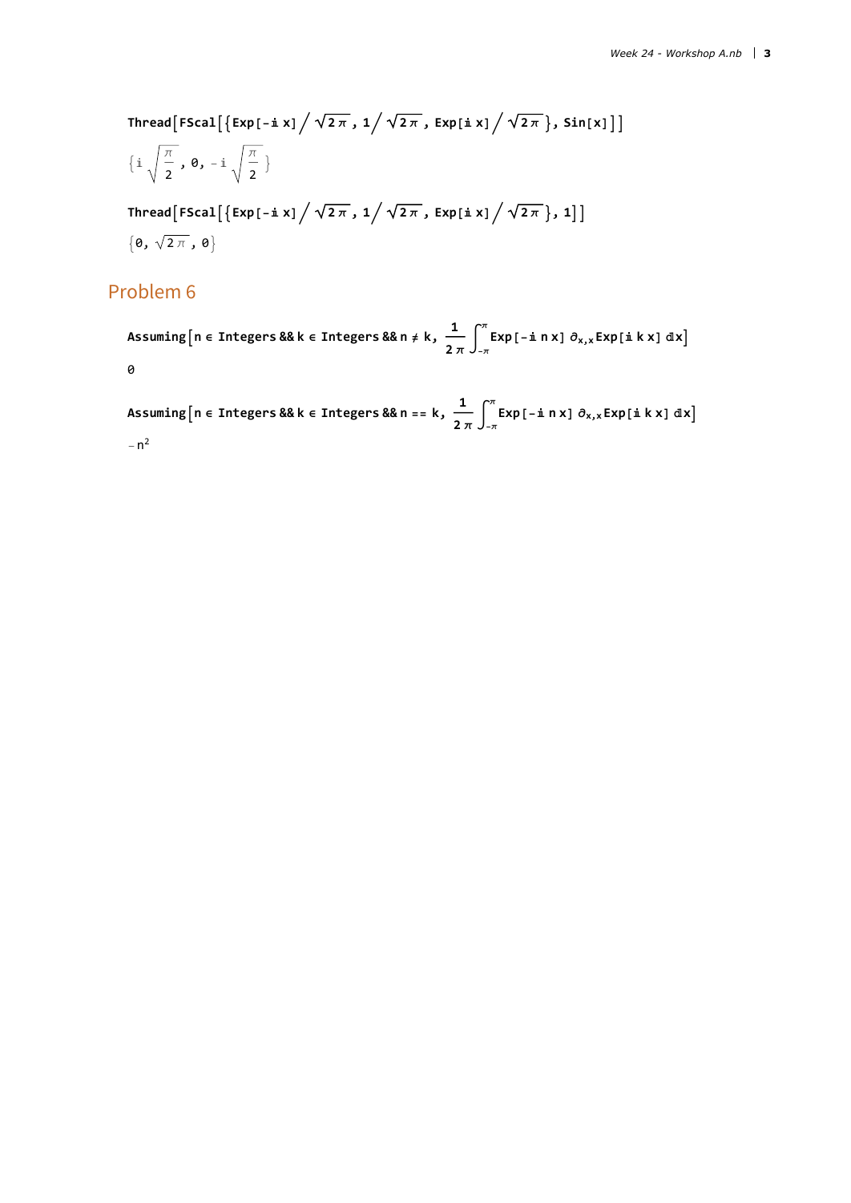```
Thread[FScal[{Exp[-i x] / Sqrt[2 π], 1 / Sqrt[2 π], Exp[i x] / Sqrt[2 π]}, Sin[x]]]
```

$\left\{i \sqrt{\frac{\pi}{2}},\ 0,\ -i \sqrt{\frac{\pi}{2}}\right\}$

```
Thread[FScal[{Exp[-i x] / Sqrt[2 π], 1 / Sqrt[2 π], Exp[i x] / Sqrt[2 π]}, 1]]
```

$\left\{0,\ \sqrt{2 \pi},\ 0\right\}$

## Problem 6

```
Assuming[n ∈ Integers && k ∈ Integers && n ≠ k, 1/(2 π) ∫_{-π}^{π} Exp[-i n x] ∂_{x,x} Exp[i k x] dx]
```

$0$

```
Assuming[n ∈ Integers && k ∈ Integers && n == k, 1/(2 π) ∫_{-π}^{π} Exp[-i n x] ∂_{x,x} Exp[i k x] dx]
```

$-n^2$